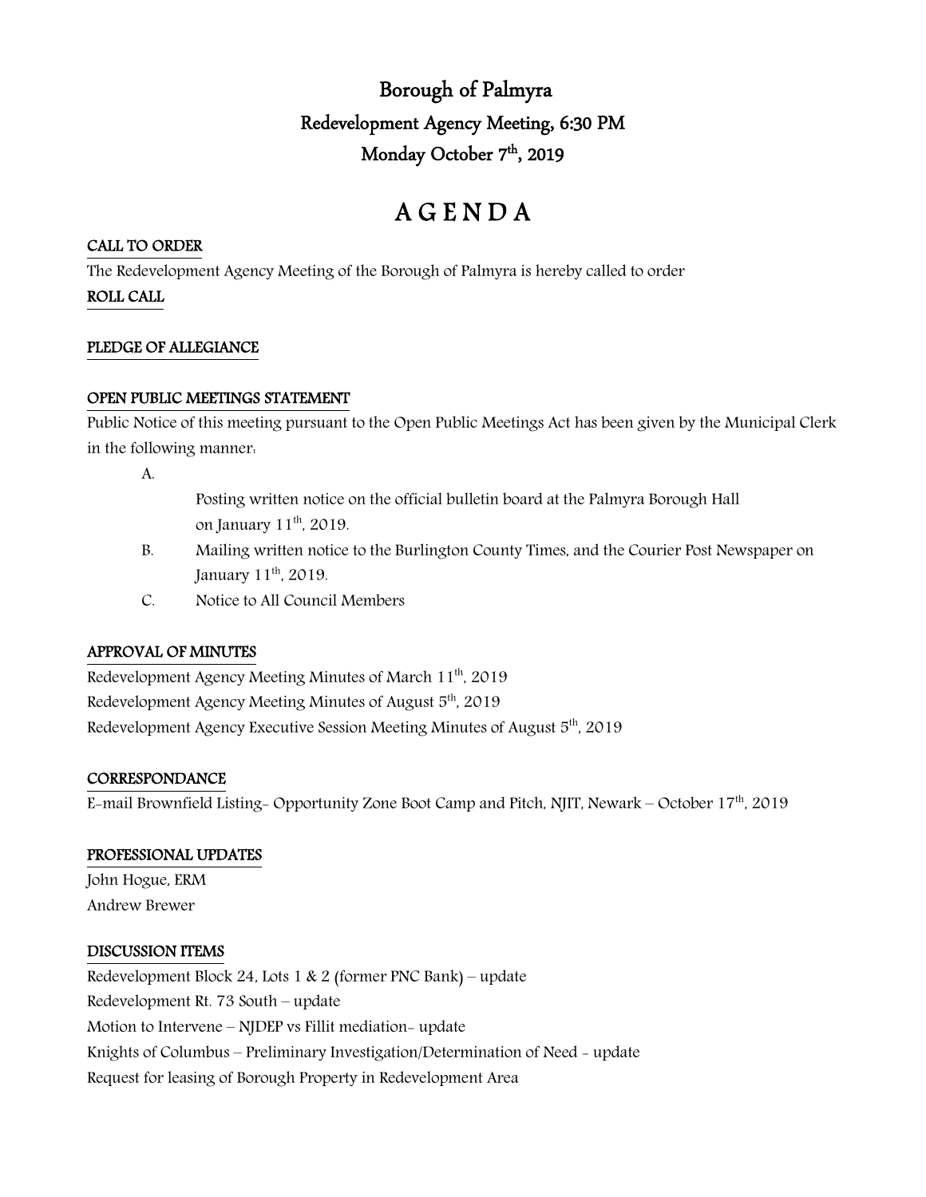# Borough of Palmyra

## Redevelopment Agency Meeting, 6:30 PM

## Monday October 7th, 2019

# A G E N D A

**CALL TO ORDER**

The Redevelopment Agency Meeting of the Borough of Palmyra is hereby called to order

**ROLL CALL**

**PLEDGE OF ALLEGIANCE**

**OPEN PUBLIC MEETINGS STATEMENT**

Public Notice of this meeting pursuant to the Open Public Meetings Act has been given by the Municipal Clerk in the following manner:

A. Posting written notice on the official bulletin board at the Palmyra Borough Hall on January 11th, 2019.

B. Mailing written notice to the Burlington County Times, and the Courier Post Newspaper on January 11th, 2019.

C. Notice to All Council Members

**APPROVAL OF MINUTES**

Redevelopment Agency Meeting Minutes of March 11th, 2019

Redevelopment Agency Meeting Minutes of August 5th, 2019

Redevelopment Agency Executive Session Meeting Minutes of August 5th, 2019

**CORRESPONDANCE**

E-mail Brownfield Listing- Opportunity Zone Boot Camp and Pitch, NJIT, Newark – October 17th, 2019

**PROFESSIONAL UPDATES**

John Hogue, ERM

Andrew Brewer

**DISCUSSION ITEMS**

Redevelopment Block 24, Lots 1 & 2 (former PNC Bank) – update

Redevelopment Rt. 73 South – update

Motion to Intervene – NJDEP vs Fillit mediation- update

Knights of Columbus – Preliminary Investigation/Determination of Need - update

Request for leasing of Borough Property in Redevelopment Area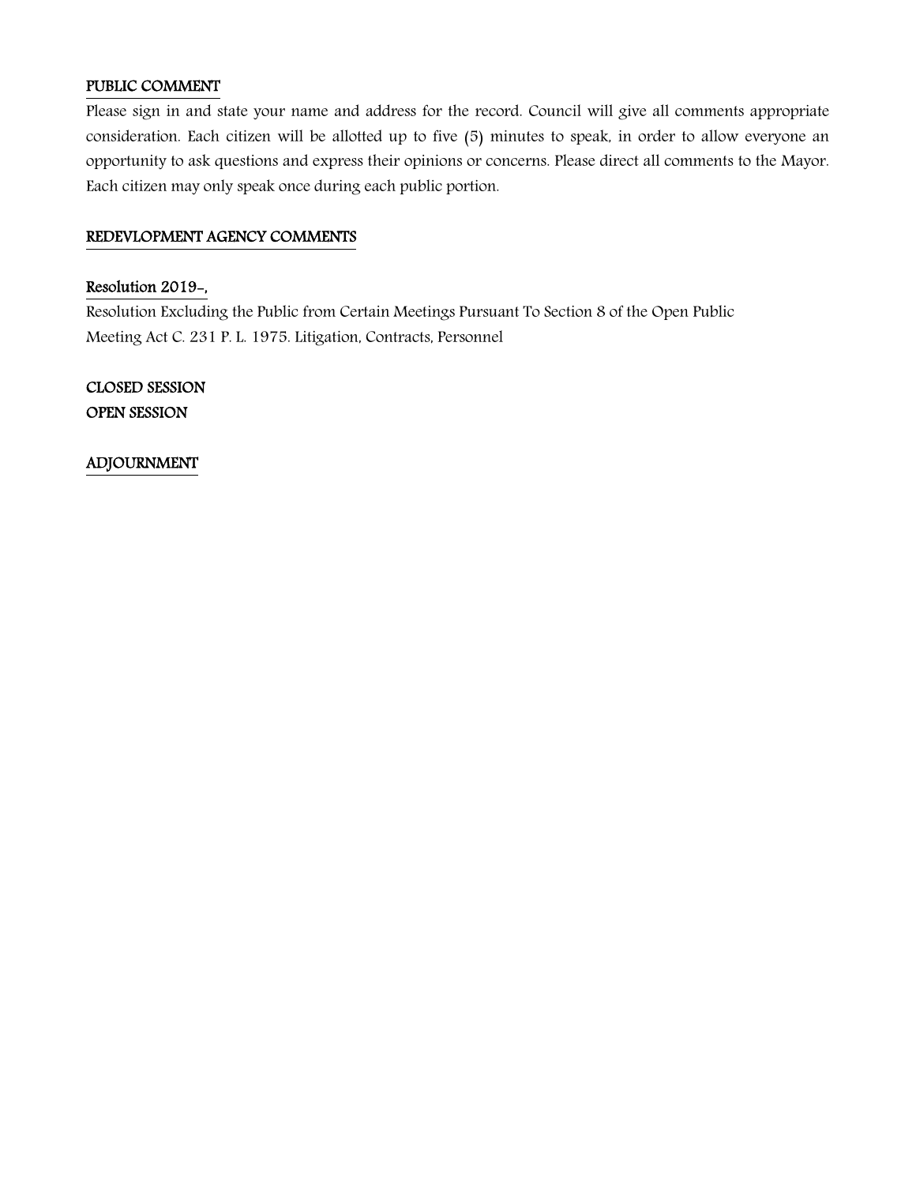## PUBLIC COMMENT

Please sign in and state your name and address for the record. Council will give all comments appropriate consideration. Each citizen will be allotted up to five (5) minutes to speak, in order to allow everyone an opportunity to ask questions and express their opinions or concerns. Please direct all comments to the Mayor. Each citizen may only speak once during each public portion.

## REDEVLOPMENT AGENCY COMMENTS

### Resolution 2019-,

Resolution Excluding the Public from Certain Meetings Pursuant To Section 8 of the Open Public Meeting Act C. 231 P. L. 1975. Litigation, Contracts, Personnel

**CLOSED SESSION**
**OPEN SESSION**

## ADJOURNMENT